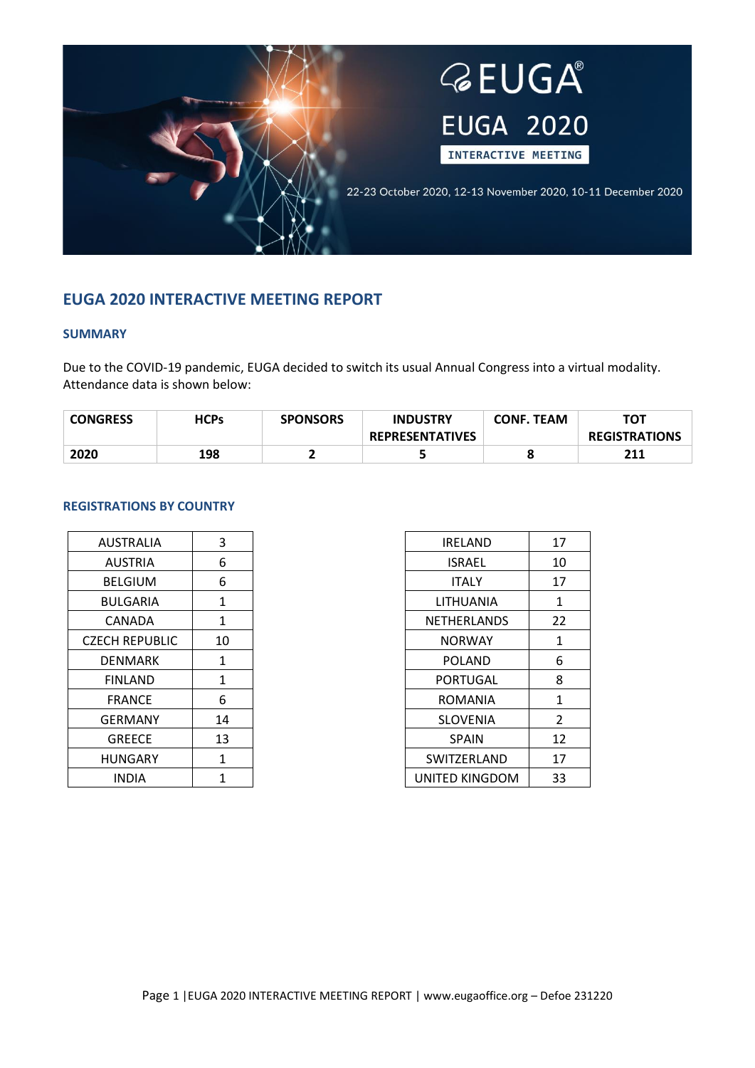EUGA

EUGA 2020

INTERACTIVE MEETING

22-23 October 2020, 12-13 November 2020, 10-11 December 2020

# EUGA 2020 INTERACTIVE MEETING REPORT

## SUMMARY

Due to the COVID-19 pandemic, EUGA decided to switch its usual Annual Congress into a virtual modality. Attendance data is shown below:

| CONGRESS | HCPs | SPONSORS | INDUSTRY REPRESENTATIVES | CONF. TEAM | TOT REGISTRATIONS |
|---|---|---|---|---|---|
| **2020** | **198** | **2** | **5** | **8** | **211** |

## REGISTRATIONS BY COUNTRY

| | |
|---|---|
| AUSTRALIA | 3 |
| AUSTRIA | 6 |
| BELGIUM | 6 |
| BULGARIA | 1 |
| CANADA | 1 |
| CZECH REPUBLIC | 10 |
| DENMARK | 1 |
| FINLAND | 1 |
| FRANCE | 6 |
| GERMANY | 14 |
| GREECE | 13 |
| HUNGARY | 1 |
| INDIA | 1 |

| | |
|---|---|
| IRELAND | 17 |
| ISRAEL | 10 |
| ITALY | 17 |
| LITHUANIA | 1 |
| NETHERLANDS | 22 |
| NORWAY | 1 |
| POLAND | 6 |
| PORTUGAL | 8 |
| ROMANIA | 1 |
| SLOVENIA | 2 |
| SPAIN | 12 |
| SWITZERLAND | 17 |
| UNITED KINGDOM | 33 |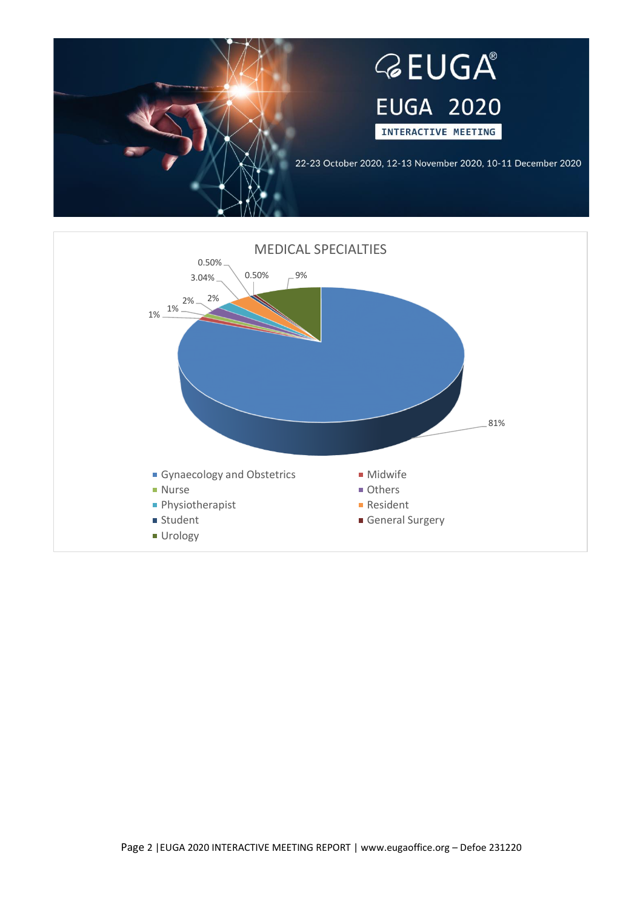EUGA®

EUGA 2020

INTERACTIVE MEETING

22-23 October 2020, 12-13 November 2020, 10-11 December 2020

## MEDICAL SPECIALTIES

- Gynaecology and Obstetrics: 81%
- Urology: 9%
- Midwife, Nurse, Others, Physiotherapist, Resident, Student, General Surgery: 1%, 1%, 2%, 2%, 3.04%, 0.50%, 0.50%

Legend: Gynaecology and Obstetrics, Midwife, Nurse, Others, Physiotherapist, Resident, Student, General Surgery, Urology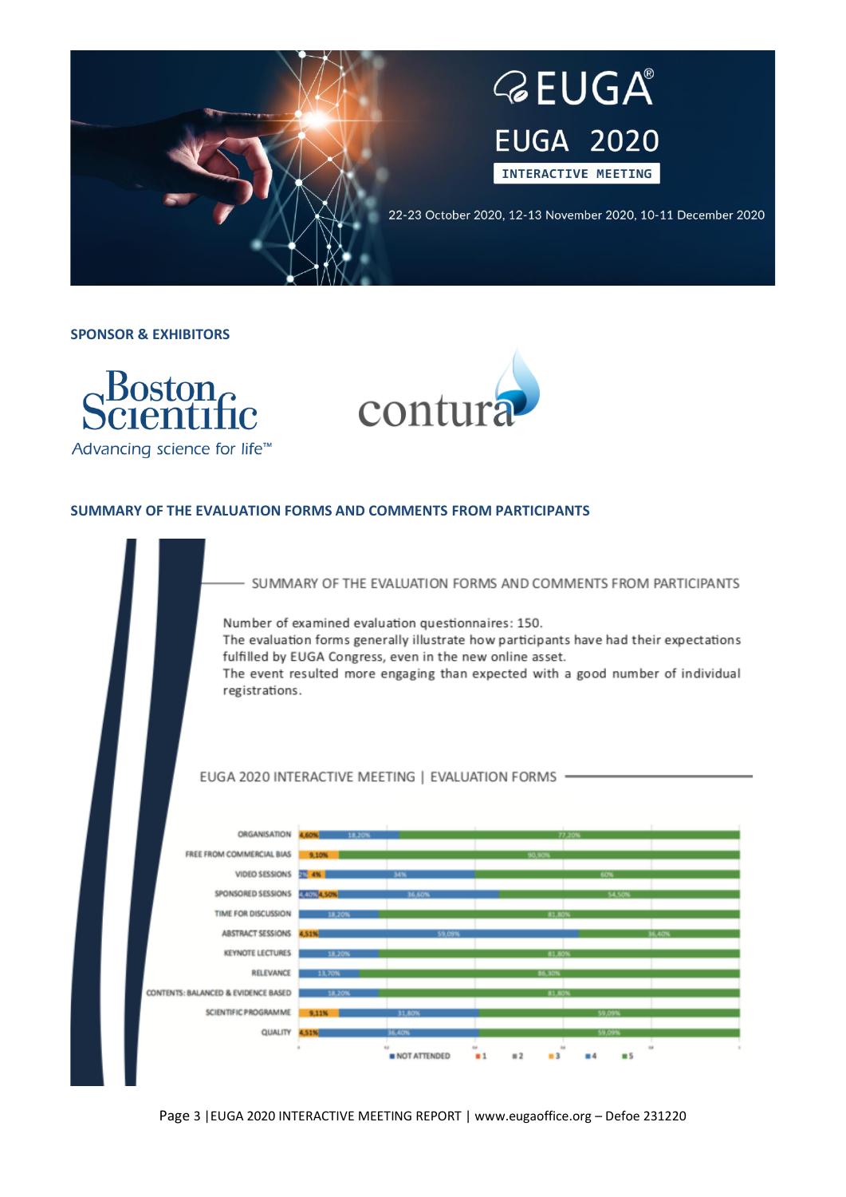EUGA

EUGA 2020

INTERACTIVE MEETING

22-23 October 2020, 12-13 November 2020, 10-11 December 2020

## SPONSOR & EXHIBITORS

Boston Scientific
Advancing science for life™

contura

## SUMMARY OF THE EVALUATION FORMS AND COMMENTS FROM PARTICIPANTS

### SUMMARY OF THE EVALUATION FORMS AND COMMENTS FROM PARTICIPANTS

Number of examined evaluation questionnaires: 150.
The evaluation forms generally illustrate how participants have had their expectations fulfilled by EUGA Congress, even in the new online asset.
The event resulted more engaging than expected with a good number of individual registrations.

### EUGA 2020 INTERACTIVE MEETING | EVALUATION FORMS

| | Values |
|---|---|
| ORGANISATION | 4,60% · 18,20% · 77,20% |
| FREE FROM COMMERCIAL BIAS | 9,10% · 90,90% |
| VIDEO SESSIONS | 2% · 4% · 34% · 60% |
| SPONSORED SESSIONS | 4,40% · 4,50% · 36,60% · 54,50% |
| TIME FOR DISCUSSION | 18,20% · 81,80% |
| ABSTRACT SESSIONS | 4,51% · 59,09% · 36,40% |
| KEYNOTE LECTURES | 18,20% · 81,80% |
| RELEVANCE | 13,70% · 86,30% |
| CONTENTS: BALANCED & EVIDENCE BASED | 18,20% · 81,80% |
| SCIENTIFIC PROGRAMME | 9,11% · 31,80% · 59,09% |
| QUALITY | 4,51% · 36,40% · 59,09% |

Legend: NOT ATTENDED · 1 · 2 · 3 · 4 · 5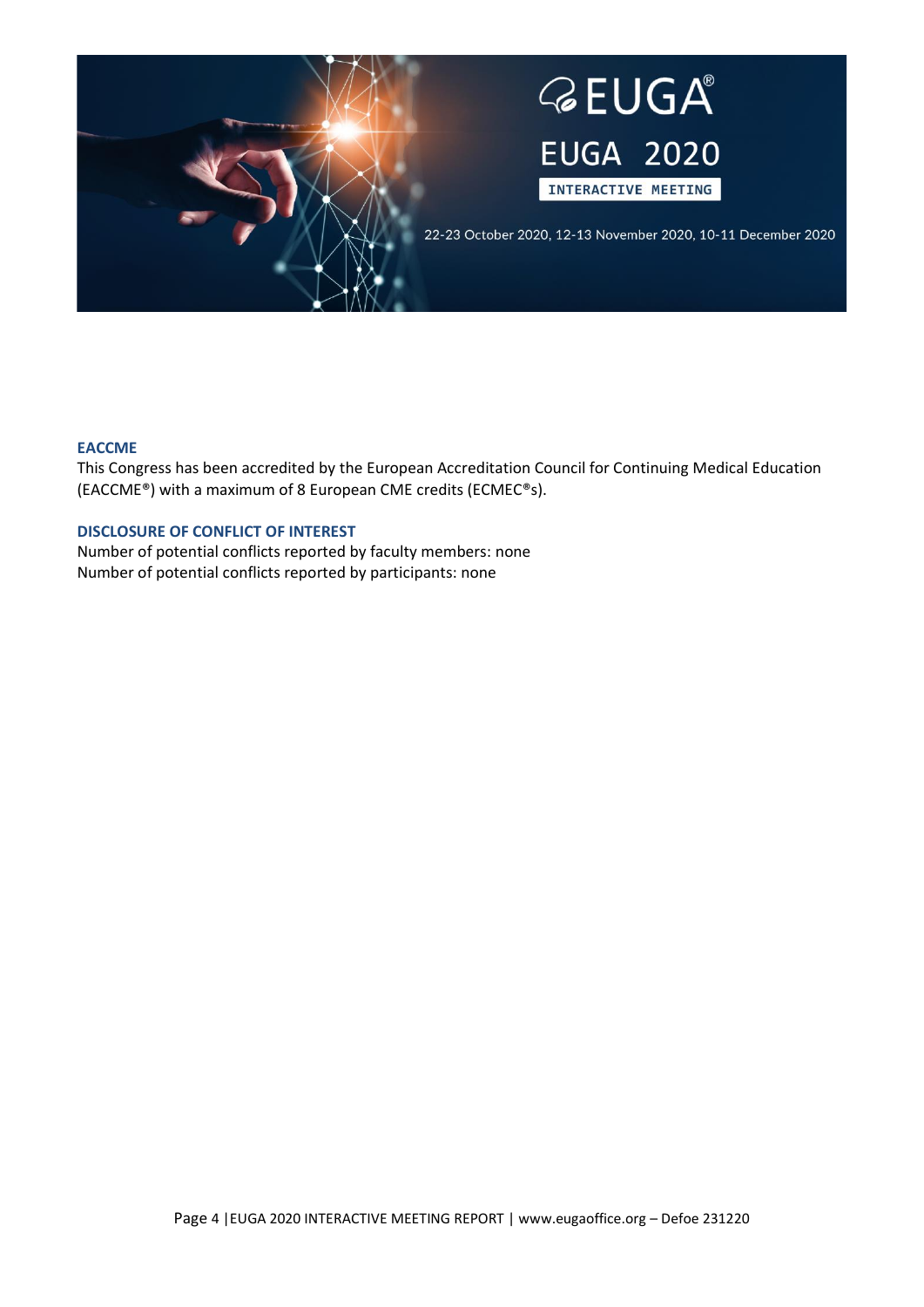## EACCME

This Congress has been accredited by the European Accreditation Council for Continuing Medical Education (EACCME®) with a maximum of 8 European CME credits (ECMEC®s).

## DISCLOSURE OF CONFLICT OF INTEREST

Number of potential conflicts reported by faculty members: none
Number of potential conflicts reported by participants: none